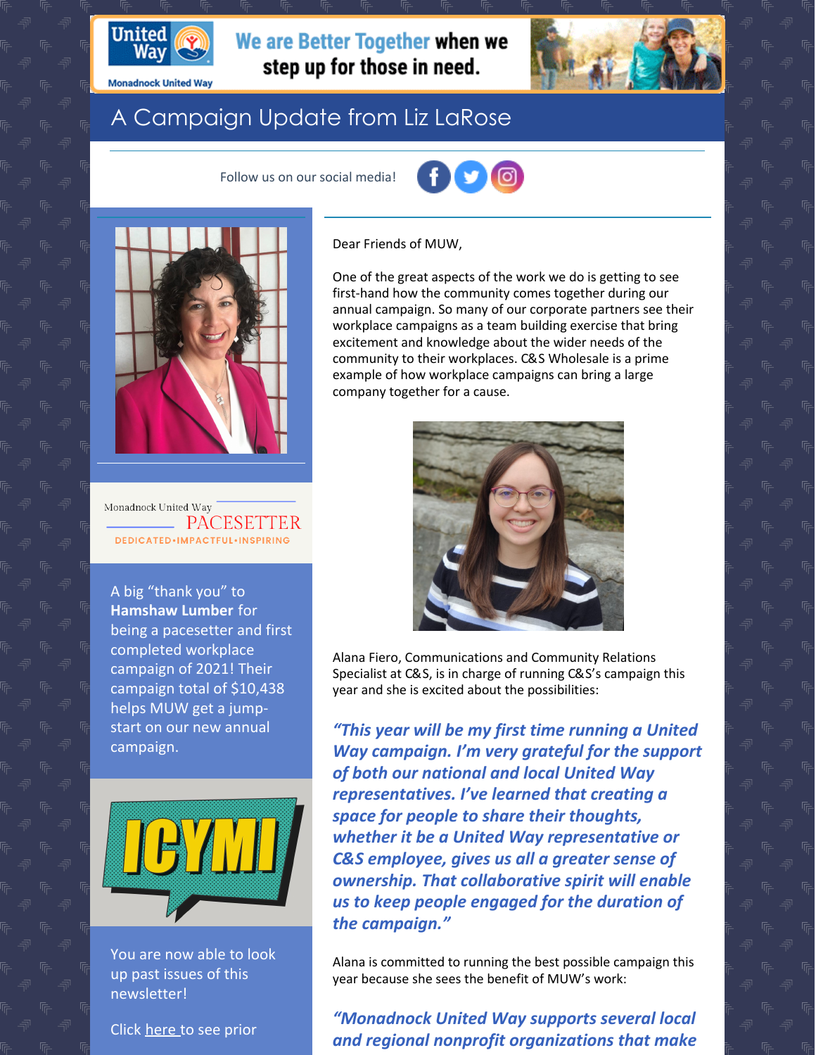We are Better Together when we step up for those in need.

# A Campaign Update from Liz LaRose

Follow us on our social media!

Monadnock United Way PACESETTER

DEDICATED•IMPACTFUL•INSPIRING

A big "thank you" to **Hamshaw Lumber** for being a pacesetter and first completed workplace campaign of 2021! Their campaign total of $10,438 helps MUW get a jump-start on our new annual campaign.

ICYMI

You are now able to look up past issues of this newsletter!

Click here to see prior

Dear Friends of MUW,

One of the great aspects of the work we do is getting to see first-hand how the community comes together during our annual campaign. So many of our corporate partners see their workplace campaigns as a team building exercise that bring excitement and knowledge about the wider needs of the community to their workplaces. C&S Wholesale is a prime example of how workplace campaigns can bring a large company together for a cause.

Alana Fiero, Communications and Community Relations Specialist at C&S, is in charge of running C&S's campaign this year and she is excited about the possibilities:

***"This year will be my first time running a United Way campaign. I'm very grateful for the support of both our national and local United Way representatives. I've learned that creating a space for people to share their thoughts, whether it be a United Way representative or C&S employee, gives us all a greater sense of ownership. That collaborative spirit will enable us to keep people engaged for the duration of the campaign."***

Alana is committed to running the best possible campaign this year because she sees the benefit of MUW's work:

***"Monadnock United Way supports several local and regional nonprofit organizations that make***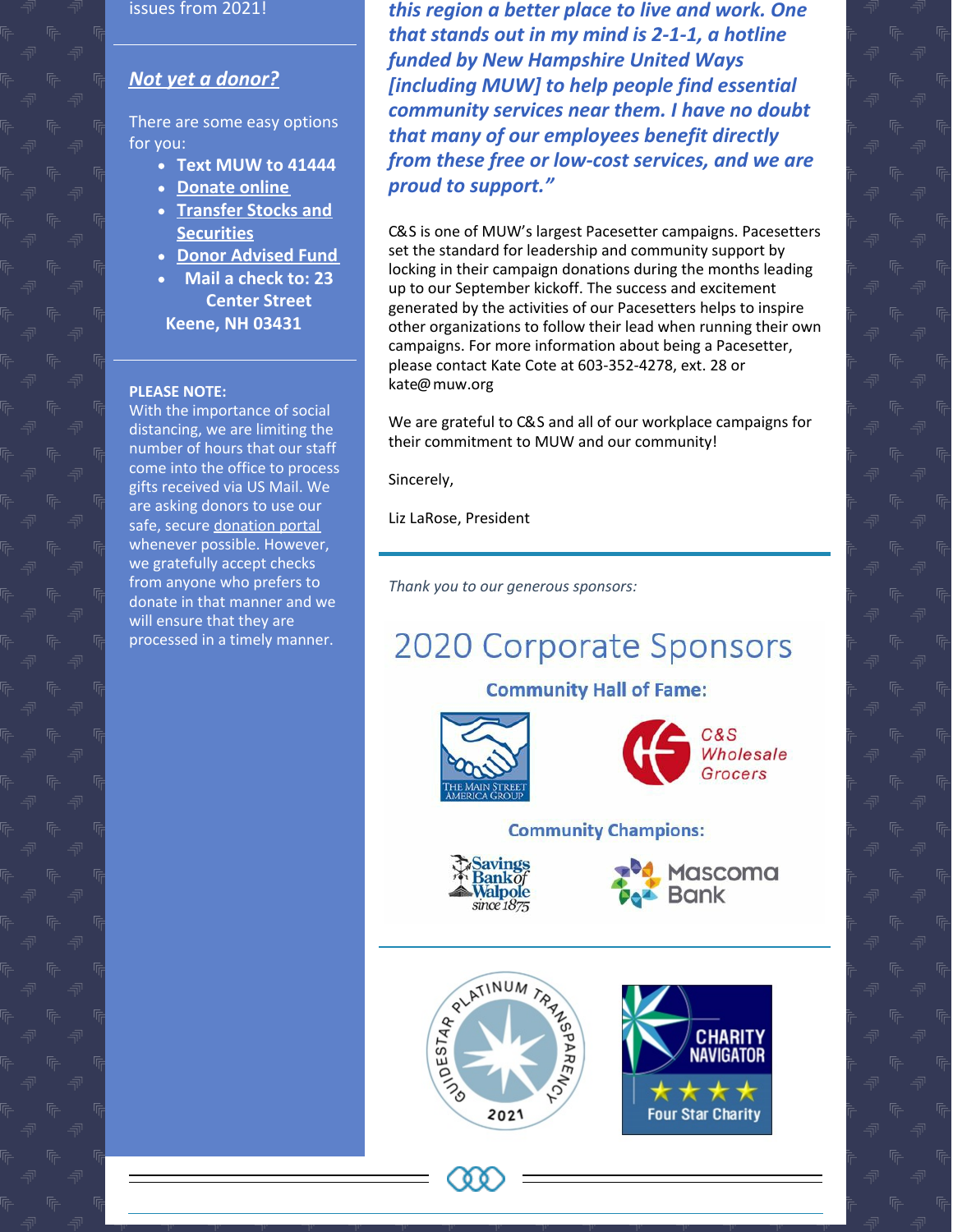issues from 2021!

## *Not yet a donor?*

There are some easy options for you:

- **Text MUW to 41444**
- **Donate online**
- **Transfer Stocks and Securities**
- **Donor Advised Fund**
- **Mail a check to: 23 Center Street Keene, NH 03431**

**PLEASE NOTE:**
With the importance of social distancing, we are limiting the number of hours that our staff come into the office to process gifts received via US Mail. We are asking donors to use our safe, secure donation portal whenever possible. However, we gratefully accept checks from anyone who prefers to donate in that manner and we will ensure that they are processed in a timely manner.

***this region a better place to live and work. One that stands out in my mind is 2-1-1, a hotline funded by New Hampshire United Ways [including MUW] to help people find essential community services near them. I have no doubt that many of our employees benefit directly from these free or low-cost services, and we are proud to support."***

C&S is one of MUW's largest Pacesetter campaigns. Pacesetters set the standard for leadership and community support by locking in their campaign donations during the months leading up to our September kickoff. The success and excitement generated by the activities of our Pacesetters helps to inspire other organizations to follow their lead when running their own campaigns. For more information about being a Pacesetter, please contact Kate Cote at 603-352-4278, ext. 28 or kate@muw.org

We are grateful to C&S and all of our workplace campaigns for their commitment to MUW and our community!

Sincerely,

Liz LaRose, President

*Thank you to our generous sponsors:*

# 2020 Corporate Sponsors

### Community Hall of Fame:

The Main Street America Group

C&S Wholesale Grocers

### Community Champions:

Savings Bank of Walpole since 1875

Mascoma Bank

GuideStar Platinum Transparency 2021

Charity Navigator Four Star Charity